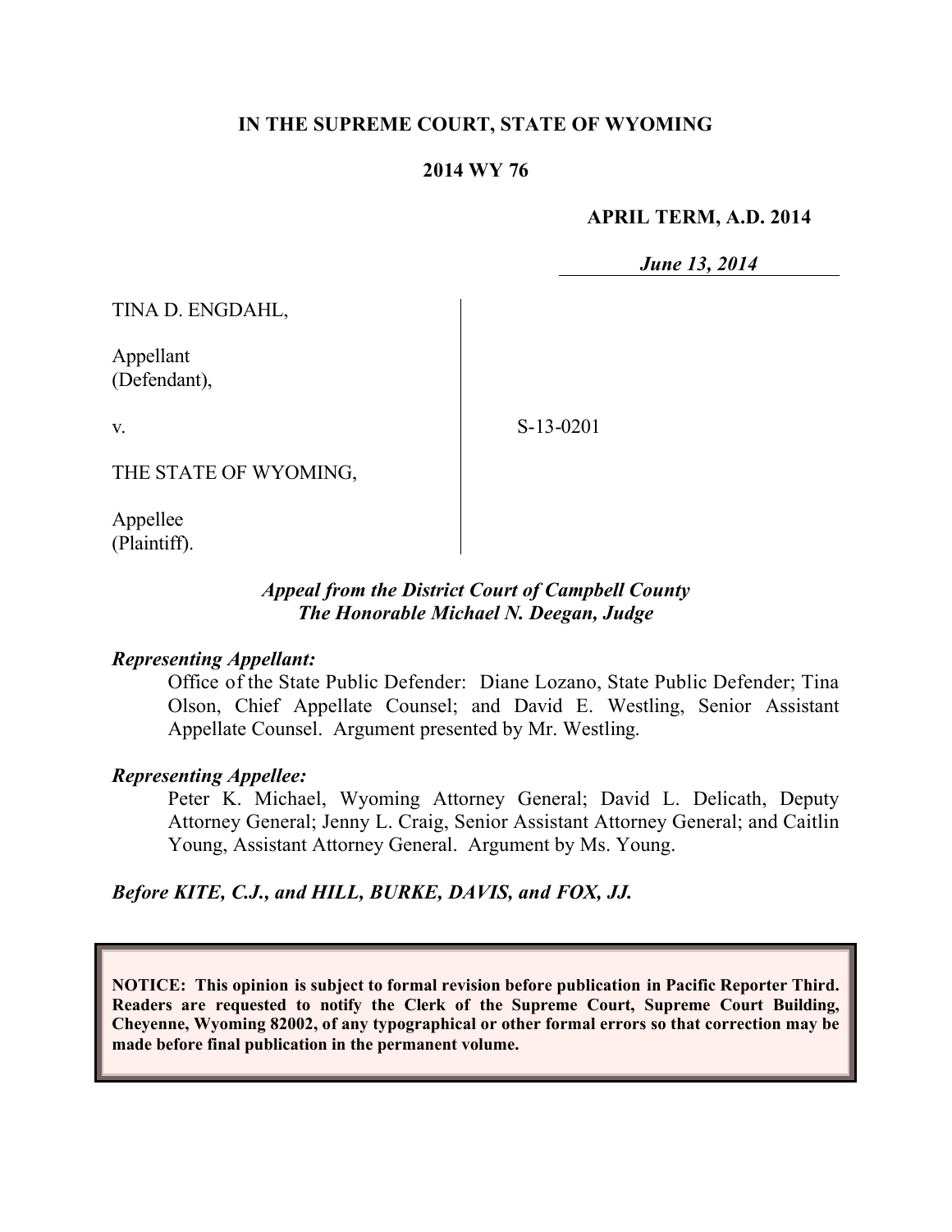**IN THE SUPREME COURT, STATE OF WYOMING**

**2014 WY 76**

**APRIL TERM, A.D. 2014**

***June 13, 2014***

TINA D. ENGDAHL,

Appellant
(Defendant),

v.

S-13-0201

THE STATE OF WYOMING,

Appellee
(Plaintiff).

***Appeal from the District Court of Campbell County***
***The Honorable Michael N. Deegan, Judge***

***Representing Appellant:***

Office of the State Public Defender: Diane Lozano, State Public Defender; Tina Olson, Chief Appellate Counsel; and David E. Westling, Senior Assistant Appellate Counsel. Argument presented by Mr. Westling.

***Representing Appellee:***

Peter K. Michael, Wyoming Attorney General; David L. Delicath, Deputy Attorney General; Jenny L. Craig, Senior Assistant Attorney General; and Caitlin Young, Assistant Attorney General. Argument by Ms. Young.

***Before KITE, C.J., and HILL, BURKE, DAVIS, and FOX, JJ.***

**NOTICE: This opinion is subject to formal revision before publication in Pacific Reporter Third. Readers are requested to notify the Clerk of the Supreme Court, Supreme Court Building, Cheyenne, Wyoming 82002, of any typographical or other formal errors so that correction may be made before final publication in the permanent volume.**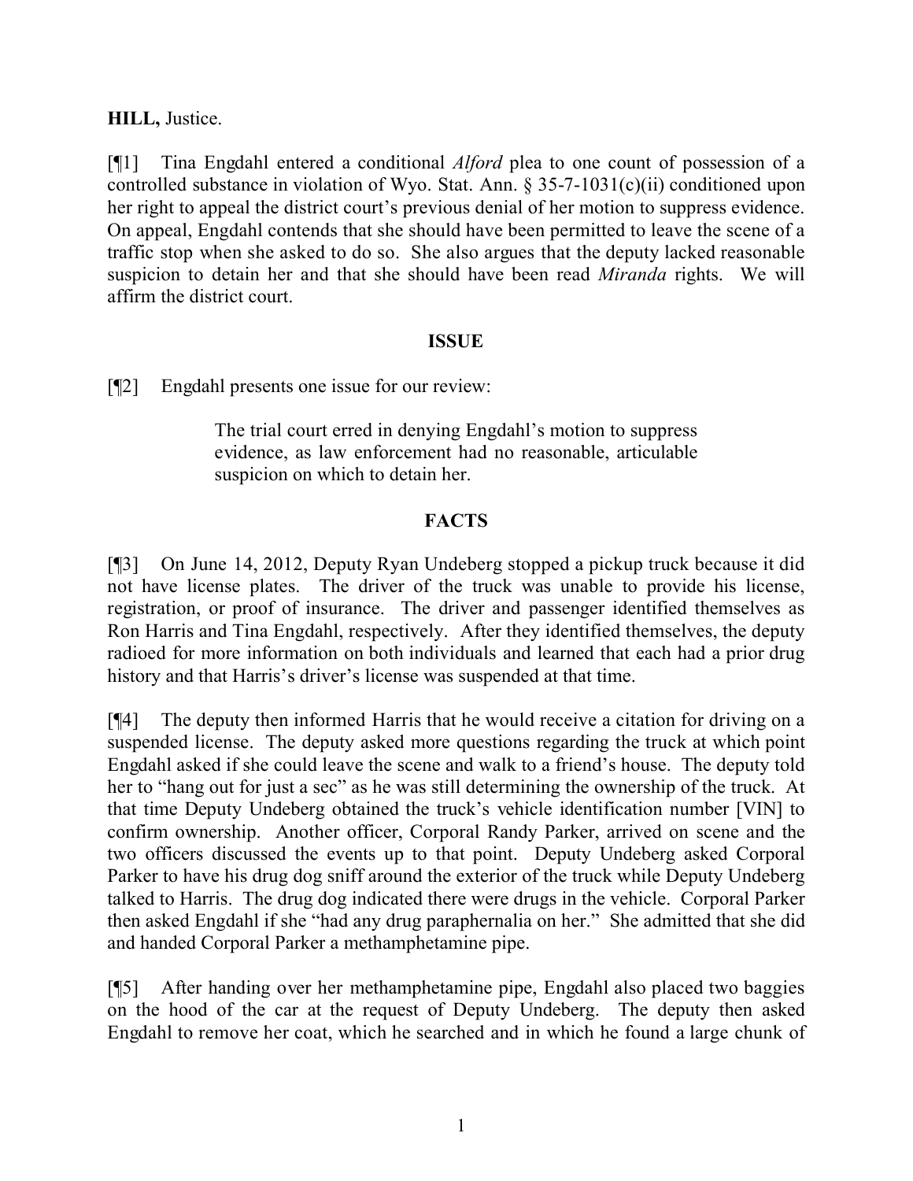**HILL,** Justice.

[¶1] Tina Engdahl entered a conditional *Alford* plea to one count of possession of a controlled substance in violation of Wyo. Stat. Ann. § 35-7-1031(c)(ii) conditioned upon her right to appeal the district court's previous denial of her motion to suppress evidence. On appeal, Engdahl contends that she should have been permitted to leave the scene of a traffic stop when she asked to do so. She also argues that the deputy lacked reasonable suspicion to detain her and that she should have been read *Miranda* rights. We will affirm the district court.

## ISSUE

[¶2] Engdahl presents one issue for our review:

> The trial court erred in denying Engdahl's motion to suppress evidence, as law enforcement had no reasonable, articulable suspicion on which to detain her.

## FACTS

[¶3] On June 14, 2012, Deputy Ryan Undeberg stopped a pickup truck because it did not have license plates. The driver of the truck was unable to provide his license, registration, or proof of insurance. The driver and passenger identified themselves as Ron Harris and Tina Engdahl, respectively. After they identified themselves, the deputy radioed for more information on both individuals and learned that each had a prior drug history and that Harris's driver's license was suspended at that time.

[¶4] The deputy then informed Harris that he would receive a citation for driving on a suspended license. The deputy asked more questions regarding the truck at which point Engdahl asked if she could leave the scene and walk to a friend's house. The deputy told her to "hang out for just a sec" as he was still determining the ownership of the truck. At that time Deputy Undeberg obtained the truck's vehicle identification number [VIN] to confirm ownership. Another officer, Corporal Randy Parker, arrived on scene and the two officers discussed the events up to that point. Deputy Undeberg asked Corporal Parker to have his drug dog sniff around the exterior of the truck while Deputy Undeberg talked to Harris. The drug dog indicated there were drugs in the vehicle. Corporal Parker then asked Engdahl if she "had any drug paraphernalia on her." She admitted that she did and handed Corporal Parker a methamphetamine pipe.

[¶5] After handing over her methamphetamine pipe, Engdahl also placed two baggies on the hood of the car at the request of Deputy Undeberg. The deputy then asked Engdahl to remove her coat, which he searched and in which he found a large chunk of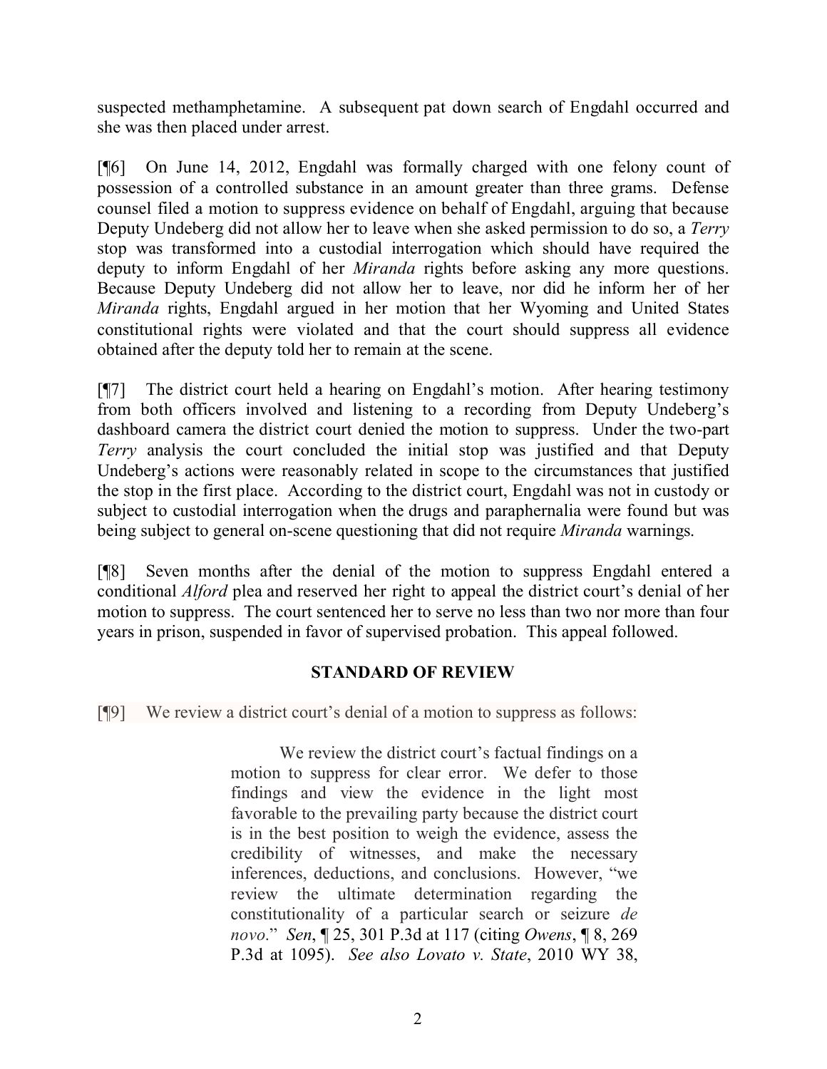suspected methamphetamine. A subsequent pat down search of Engdahl occurred and she was then placed under arrest.

[¶6] On June 14, 2012, Engdahl was formally charged with one felony count of possession of a controlled substance in an amount greater than three grams. Defense counsel filed a motion to suppress evidence on behalf of Engdahl, arguing that because Deputy Undeberg did not allow her to leave when she asked permission to do so, a *Terry* stop was transformed into a custodial interrogation which should have required the deputy to inform Engdahl of her *Miranda* rights before asking any more questions. Because Deputy Undeberg did not allow her to leave, nor did he inform her of her *Miranda* rights, Engdahl argued in her motion that her Wyoming and United States constitutional rights were violated and that the court should suppress all evidence obtained after the deputy told her to remain at the scene.

[¶7] The district court held a hearing on Engdahl's motion. After hearing testimony from both officers involved and listening to a recording from Deputy Undeberg's dashboard camera the district court denied the motion to suppress. Under the two-part *Terry* analysis the court concluded the initial stop was justified and that Deputy Undeberg's actions were reasonably related in scope to the circumstances that justified the stop in the first place. According to the district court, Engdahl was not in custody or subject to custodial interrogation when the drugs and paraphernalia were found but was being subject to general on-scene questioning that did not require *Miranda* warnings.

[¶8] Seven months after the denial of the motion to suppress Engdahl entered a conditional *Alford* plea and reserved her right to appeal the district court's denial of her motion to suppress. The court sentenced her to serve no less than two nor more than four years in prison, suspended in favor of supervised probation. This appeal followed.

## STANDARD OF REVIEW

[¶9] We review a district court's denial of a motion to suppress as follows:

> We review the district court's factual findings on a motion to suppress for clear error. We defer to those findings and view the evidence in the light most favorable to the prevailing party because the district court is in the best position to weigh the evidence, assess the credibility of witnesses, and make the necessary inferences, deductions, and conclusions. However, "we review the ultimate determination regarding the constitutionality of a particular search or seizure *de novo*." *Sen*, ¶ 25, 301 P.3d at 117 (citing *Owens*, ¶ 8, 269 P.3d at 1095). *See also Lovato v. State*, 2010 WY 38,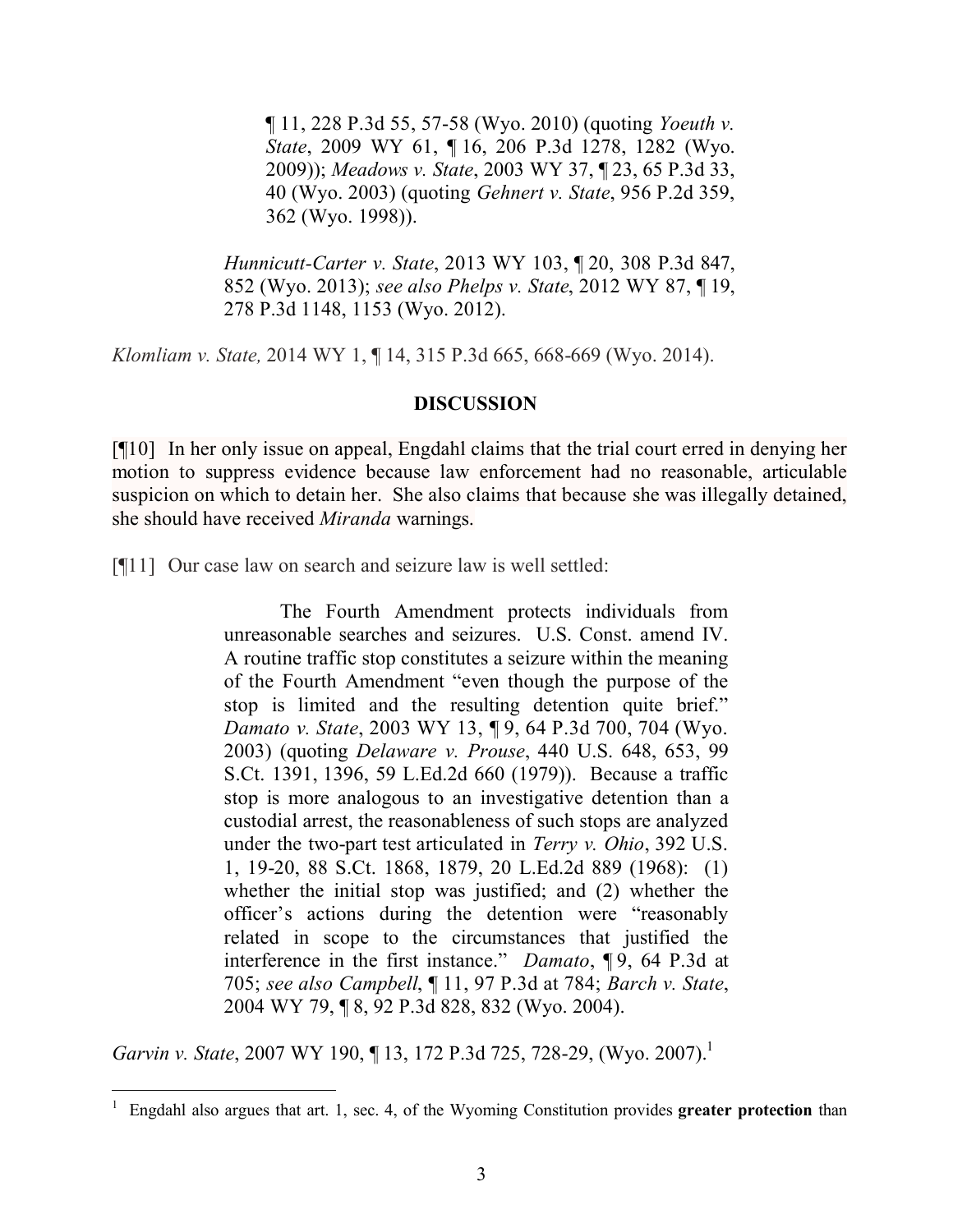¶ 11, 228 P.3d 55, 57-58 (Wyo. 2010) (quoting *Yoeuth v. State*, 2009 WY 61, ¶ 16, 206 P.3d 1278, 1282 (Wyo. 2009)); *Meadows v. State*, 2003 WY 37, ¶ 23, 65 P.3d 33, 40 (Wyo. 2003) (quoting *Gehnert v. State*, 956 P.2d 359, 362 (Wyo. 1998)).

> *Hunnicutt-Carter v. State*, 2013 WY 103, ¶ 20, 308 P.3d 847, 852 (Wyo. 2013); *see also Phelps v. State*, 2012 WY 87, ¶ 19, 278 P.3d 1148, 1153 (Wyo. 2012).

*Klomliam v. State,* 2014 WY 1, ¶ 14, 315 P.3d 665, 668-669 (Wyo. 2014).

## DISCUSSION

[¶10] In her only issue on appeal, Engdahl claims that the trial court erred in denying her motion to suppress evidence because law enforcement had no reasonable, articulable suspicion on which to detain her. She also claims that because she was illegally detained, she should have received *Miranda* warnings.

[¶11] Our case law on search and seizure law is well settled:

> The Fourth Amendment protects individuals from unreasonable searches and seizures. U.S. Const. amend IV. A routine traffic stop constitutes a seizure within the meaning of the Fourth Amendment "even though the purpose of the stop is limited and the resulting detention quite brief." *Damato v. State*, 2003 WY 13, ¶ 9, 64 P.3d 700, 704 (Wyo. 2003) (quoting *Delaware v. Prouse*, 440 U.S. 648, 653, 99 S.Ct. 1391, 1396, 59 L.Ed.2d 660 (1979)). Because a traffic stop is more analogous to an investigative detention than a custodial arrest, the reasonableness of such stops are analyzed under the two-part test articulated in *Terry v. Ohio*, 392 U.S. 1, 19-20, 88 S.Ct. 1868, 1879, 20 L.Ed.2d 889 (1968): (1) whether the initial stop was justified; and (2) whether the officer's actions during the detention were "reasonably related in scope to the circumstances that justified the interference in the first instance." *Damato*, ¶ 9, 64 P.3d at 705; *see also Campbell*, ¶ 11, 97 P.3d at 784; *Barch v. State*, 2004 WY 79, ¶ 8, 92 P.3d 828, 832 (Wyo. 2004).

*Garvin v. State*, 2007 WY 190, ¶ 13, 172 P.3d 725, 728-29, (Wyo. 2007).[1]

---

[1] Engdahl also argues that art. 1, sec. 4, of the Wyoming Constitution provides **greater protection** than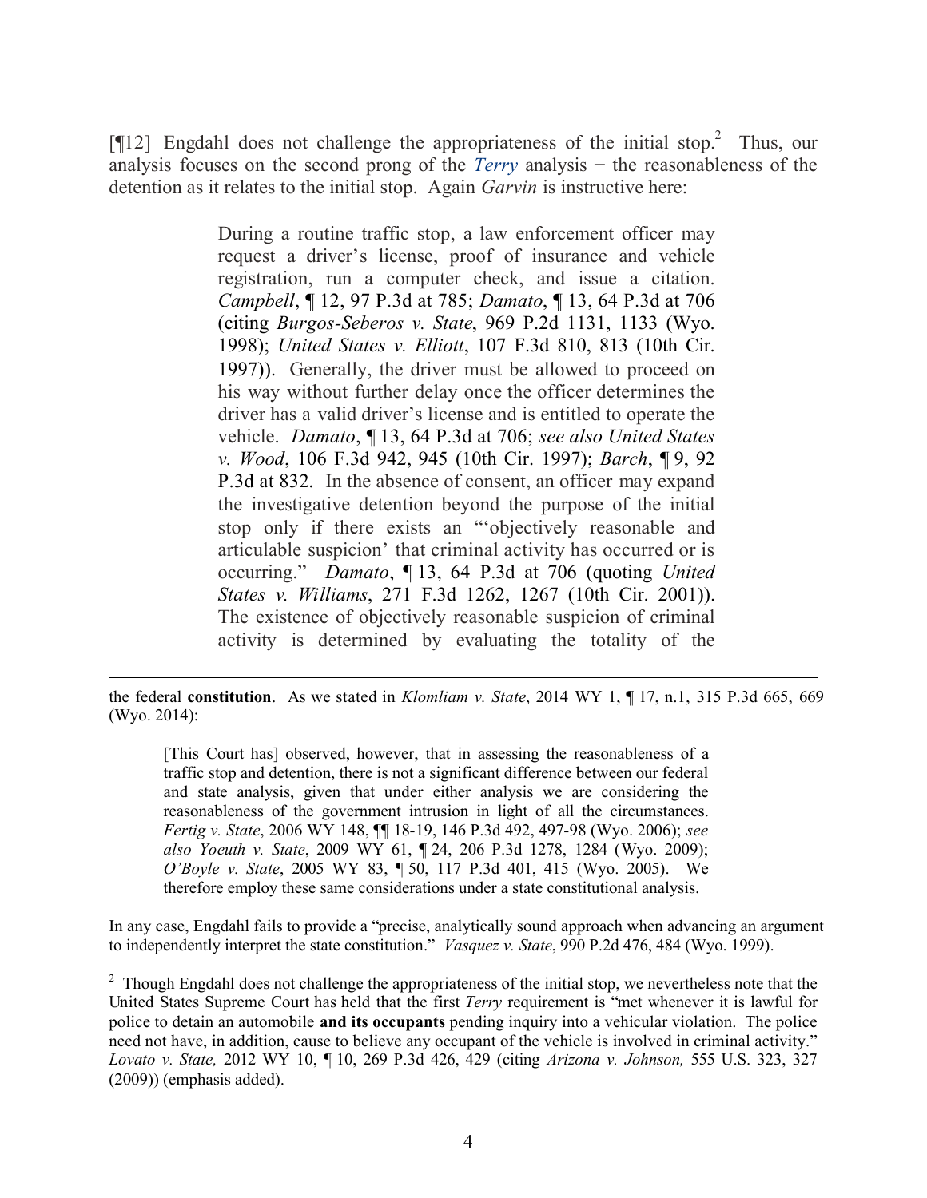[¶12] Engdahl does not challenge the appropriateness of the initial stop.[2] Thus, our analysis focuses on the second prong of the *Terry* analysis − the reasonableness of the detention as it relates to the initial stop. Again *Garvin* is instructive here:

> During a routine traffic stop, a law enforcement officer may request a driver's license, proof of insurance and vehicle registration, run a computer check, and issue a citation. *Campbell*, ¶ 12, 97 P.3d at 785; *Damato*, ¶ 13, 64 P.3d at 706 (citing *Burgos-Seberos v. State*, 969 P.2d 1131, 1133 (Wyo. 1998); *United States v. Elliott*, 107 F.3d 810, 813 (10th Cir. 1997)). Generally, the driver must be allowed to proceed on his way without further delay once the officer determines the driver has a valid driver's license and is entitled to operate the vehicle. *Damato*, ¶ 13, 64 P.3d at 706; *see also United States v. Wood*, 106 F.3d 942, 945 (10th Cir. 1997); *Barch*, ¶ 9, 92 P.3d at 832. In the absence of consent, an officer may expand the investigative detention beyond the purpose of the initial stop only if there exists an "'objectively reasonable and articulable suspicion' that criminal activity has occurred or is occurring." *Damato*, ¶ 13, 64 P.3d at 706 (quoting *United States v. Williams*, 271 F.3d 1262, 1267 (10th Cir. 2001)). The existence of objectively reasonable suspicion of criminal activity is determined by evaluating the totality of the

---

the federal **constitution**. As we stated in *Klomliam v. State*, 2014 WY 1, ¶ 17, n.1, 315 P.3d 665, 669 (Wyo. 2014):

> [This Court has] observed, however, that in assessing the reasonableness of a traffic stop and detention, there is not a significant difference between our federal and state analysis, given that under either analysis we are considering the reasonableness of the government intrusion in light of all the circumstances. *Fertig v. State*, 2006 WY 148, ¶¶ 18-19, 146 P.3d 492, 497-98 (Wyo. 2006); *see also Yoeuth v. State*, 2009 WY 61, ¶ 24, 206 P.3d 1278, 1284 (Wyo. 2009); *O'Boyle v. State*, 2005 WY 83, ¶ 50, 117 P.3d 401, 415 (Wyo. 2005). We therefore employ these same considerations under a state constitutional analysis.

In any case, Engdahl fails to provide a "precise, analytically sound approach when advancing an argument to independently interpret the state constitution." *Vasquez v. State*, 990 P.2d 476, 484 (Wyo. 1999).

[2] Though Engdahl does not challenge the appropriateness of the initial stop, we nevertheless note that the United States Supreme Court has held that the first *Terry* requirement is "met whenever it is lawful for police to detain an automobile **and its occupants** pending inquiry into a vehicular violation. The police need not have, in addition, cause to believe any occupant of the vehicle is involved in criminal activity." *Lovato v. State,* 2012 WY 10, ¶ 10, 269 P.3d 426, 429 (citing *Arizona v. Johnson,* 555 U.S. 323, 327 (2009)) (emphasis added).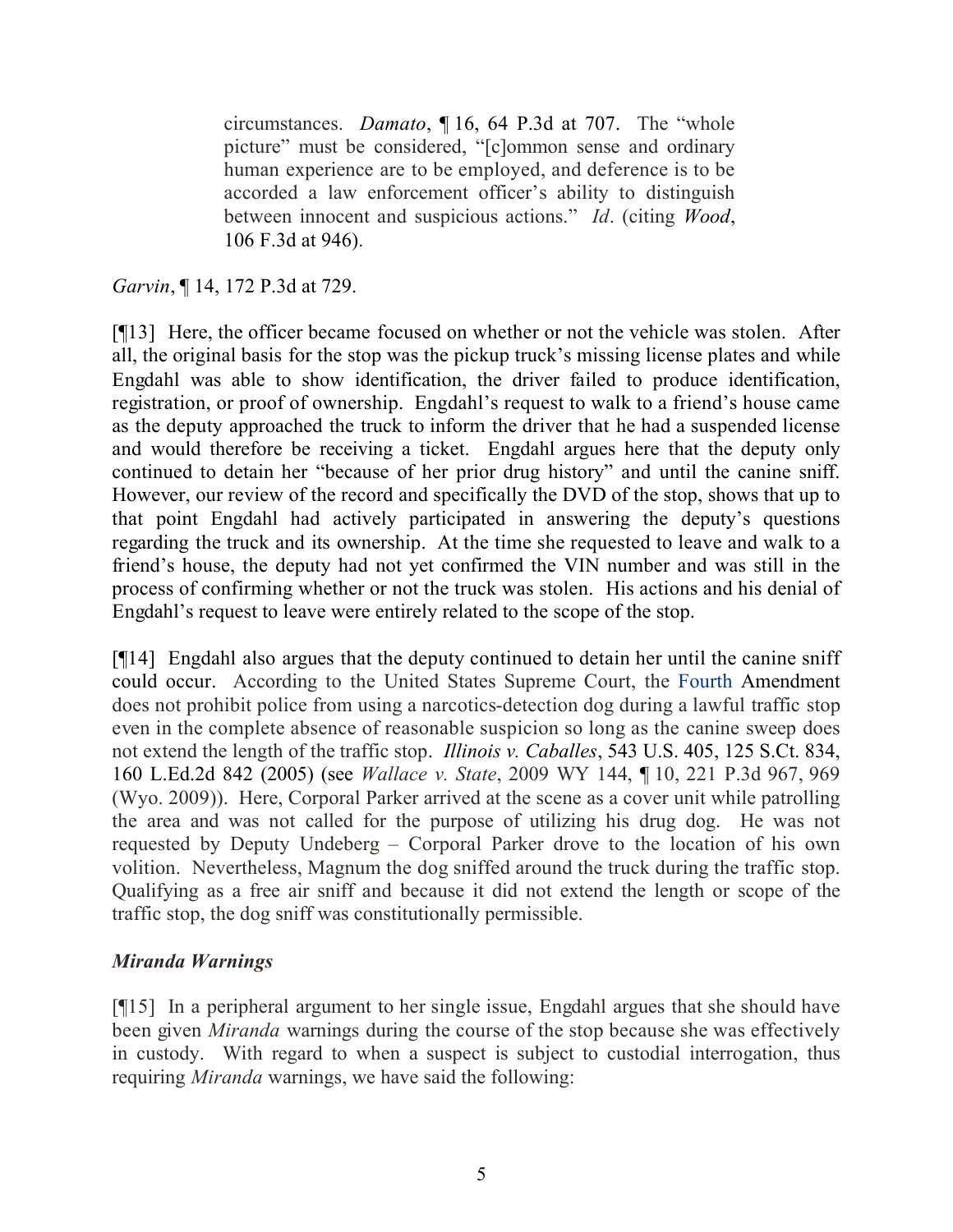> circumstances. *Damato*, ¶ 16, 64 P.3d at 707. The "whole picture" must be considered, "[c]ommon sense and ordinary human experience are to be employed, and deference is to be accorded a law enforcement officer's ability to distinguish between innocent and suspicious actions." *Id*. (citing *Wood*, 106 F.3d at 946).

*Garvin*, ¶ 14, 172 P.3d at 729.

[¶13] Here, the officer became focused on whether or not the vehicle was stolen. After all, the original basis for the stop was the pickup truck's missing license plates and while Engdahl was able to show identification, the driver failed to produce identification, registration, or proof of ownership. Engdahl's request to walk to a friend's house came as the deputy approached the truck to inform the driver that he had a suspended license and would therefore be receiving a ticket. Engdahl argues here that the deputy only continued to detain her "because of her prior drug history" and until the canine sniff. However, our review of the record and specifically the DVD of the stop, shows that up to that point Engdahl had actively participated in answering the deputy's questions regarding the truck and its ownership. At the time she requested to leave and walk to a friend's house, the deputy had not yet confirmed the VIN number and was still in the process of confirming whether or not the truck was stolen. His actions and his denial of Engdahl's request to leave were entirely related to the scope of the stop.

[¶14] Engdahl also argues that the deputy continued to detain her until the canine sniff could occur. According to the United States Supreme Court, the Fourth Amendment does not prohibit police from using a narcotics-detection dog during a lawful traffic stop even in the complete absence of reasonable suspicion so long as the canine sweep does not extend the length of the traffic stop. *Illinois v. Caballes*, 543 U.S. 405, 125 S.Ct. 834, 160 L.Ed.2d 842 (2005) (see *Wallace v. State*, 2009 WY 144, ¶ 10, 221 P.3d 967, 969 (Wyo. 2009)). Here, Corporal Parker arrived at the scene as a cover unit while patrolling the area and was not called for the purpose of utilizing his drug dog. He was not requested by Deputy Undeberg – Corporal Parker drove to the location of his own volition. Nevertheless, Magnum the dog sniffed around the truck during the traffic stop. Qualifying as a free air sniff and because it did not extend the length or scope of the traffic stop, the dog sniff was constitutionally permissible.

### *Miranda Warnings*

[¶15] In a peripheral argument to her single issue, Engdahl argues that she should have been given *Miranda* warnings during the course of the stop because she was effectively in custody. With regard to when a suspect is subject to custodial interrogation, thus requiring *Miranda* warnings, we have said the following: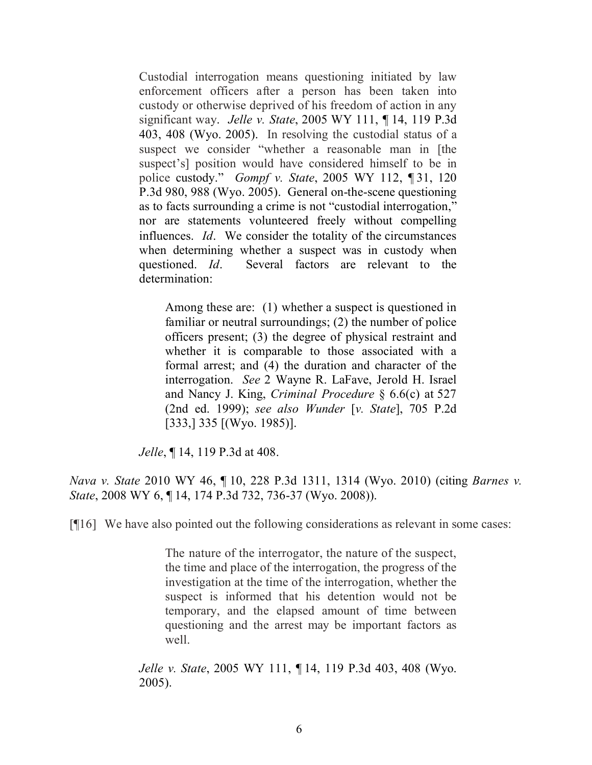> Custodial interrogation means questioning initiated by law enforcement officers after a person has been taken into custody or otherwise deprived of his freedom of action in any significant way. *Jelle v. State*, 2005 WY 111, ¶ 14, 119 P.3d 403, 408 (Wyo. 2005). In resolving the custodial status of a suspect we consider "whether a reasonable man in [the suspect's] position would have considered himself to be in police custody." *Gompf v. State*, 2005 WY 112, ¶ 31, 120 P.3d 980, 988 (Wyo. 2005). General on-the-scene questioning as to facts surrounding a crime is not "custodial interrogation," nor are statements volunteered freely without compelling influences. *Id*. We consider the totality of the circumstances when determining whether a suspect was in custody when questioned. *Id*. Several factors are relevant to the determination:
>
> > Among these are: (1) whether a suspect is questioned in familiar or neutral surroundings; (2) the number of police officers present; (3) the degree of physical restraint and whether it is comparable to those associated with a formal arrest; and (4) the duration and character of the interrogation. *See* 2 Wayne R. LaFave, Jerold H. Israel and Nancy J. King, *Criminal Procedure* § 6.6(c) at 527 (2nd ed. 1999); *see also Wunder* [*v. State*], 705 P.2d [333,] 335 [(Wyo. 1985)].
>
> *Jelle*, ¶ 14, 119 P.3d at 408.

*Nava v. State* 2010 WY 46, ¶ 10, 228 P.3d 1311, 1314 (Wyo. 2010) (citing *Barnes v. State*, 2008 WY 6, ¶ 14, 174 P.3d 732, 736-37 (Wyo. 2008)).

[¶16] We have also pointed out the following considerations as relevant in some cases:

> > The nature of the interrogator, the nature of the suspect, the time and place of the interrogation, the progress of the investigation at the time of the interrogation, whether the suspect is informed that his detention would not be temporary, and the elapsed amount of time between questioning and the arrest may be important factors as well.
>
> *Jelle v. State*, 2005 WY 111, ¶ 14, 119 P.3d 403, 408 (Wyo. 2005).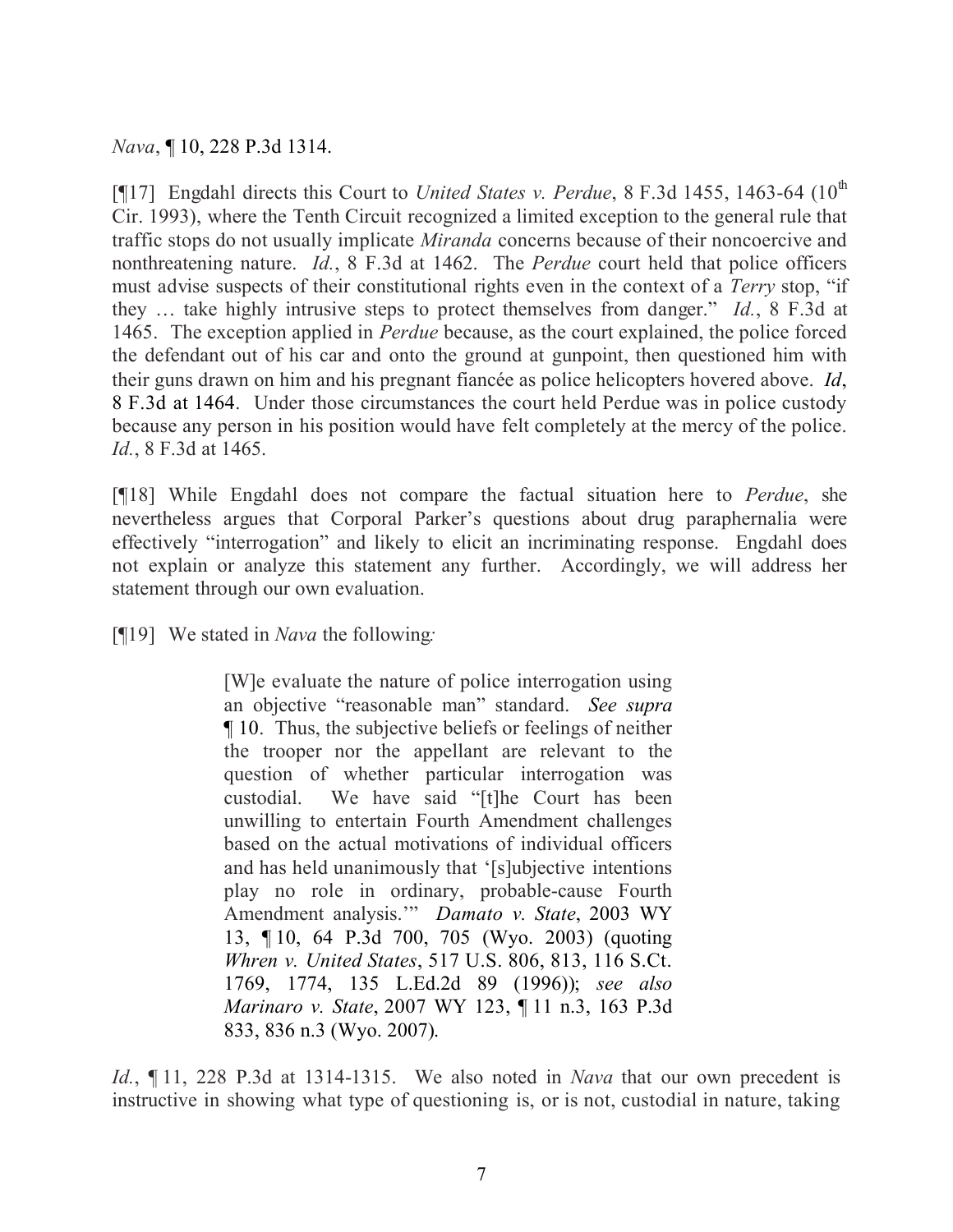*Nava*, ¶ 10, 228 P.3d 1314.

[¶17] Engdahl directs this Court to *United States v. Perdue*, 8 F.3d 1455, 1463-64 (10th Cir. 1993), where the Tenth Circuit recognized a limited exception to the general rule that traffic stops do not usually implicate *Miranda* concerns because of their noncoercive and nonthreatening nature. *Id.*, 8 F.3d at 1462. The *Perdue* court held that police officers must advise suspects of their constitutional rights even in the context of a *Terry* stop, "if they … take highly intrusive steps to protect themselves from danger." *Id.*, 8 F.3d at 1465. The exception applied in *Perdue* because, as the court explained, the police forced the defendant out of his car and onto the ground at gunpoint, then questioned him with their guns drawn on him and his pregnant fiancée as police helicopters hovered above. *Id*, 8 F.3d at 1464. Under those circumstances the court held Perdue was in police custody because any person in his position would have felt completely at the mercy of the police. *Id.*, 8 F.3d at 1465.

[¶18] While Engdahl does not compare the factual situation here to *Perdue*, she nevertheless argues that Corporal Parker's questions about drug paraphernalia were effectively "interrogation" and likely to elicit an incriminating response. Engdahl does not explain or analyze this statement any further. Accordingly, we will address her statement through our own evaluation.

[¶19] We stated in *Nava* the following:

> [W]e evaluate the nature of police interrogation using an objective "reasonable man" standard. *See supra* ¶ 10. Thus, the subjective beliefs or feelings of neither the trooper nor the appellant are relevant to the question of whether particular interrogation was custodial. We have said "[t]he Court has been unwilling to entertain Fourth Amendment challenges based on the actual motivations of individual officers and has held unanimously that '[s]ubjective intentions play no role in ordinary, probable-cause Fourth Amendment analysis.'" *Damato v. State*, 2003 WY 13, ¶ 10, 64 P.3d 700, 705 (Wyo. 2003) (quoting *Whren v. United States*, 517 U.S. 806, 813, 116 S.Ct. 1769, 1774, 135 L.Ed.2d 89 (1996)); *see also Marinaro v. State*, 2007 WY 123, ¶ 11 n.3, 163 P.3d 833, 836 n.3 (Wyo. 2007).

*Id.*, ¶ 11, 228 P.3d at 1314-1315. We also noted in *Nava* that our own precedent is instructive in showing what type of questioning is, or is not, custodial in nature, taking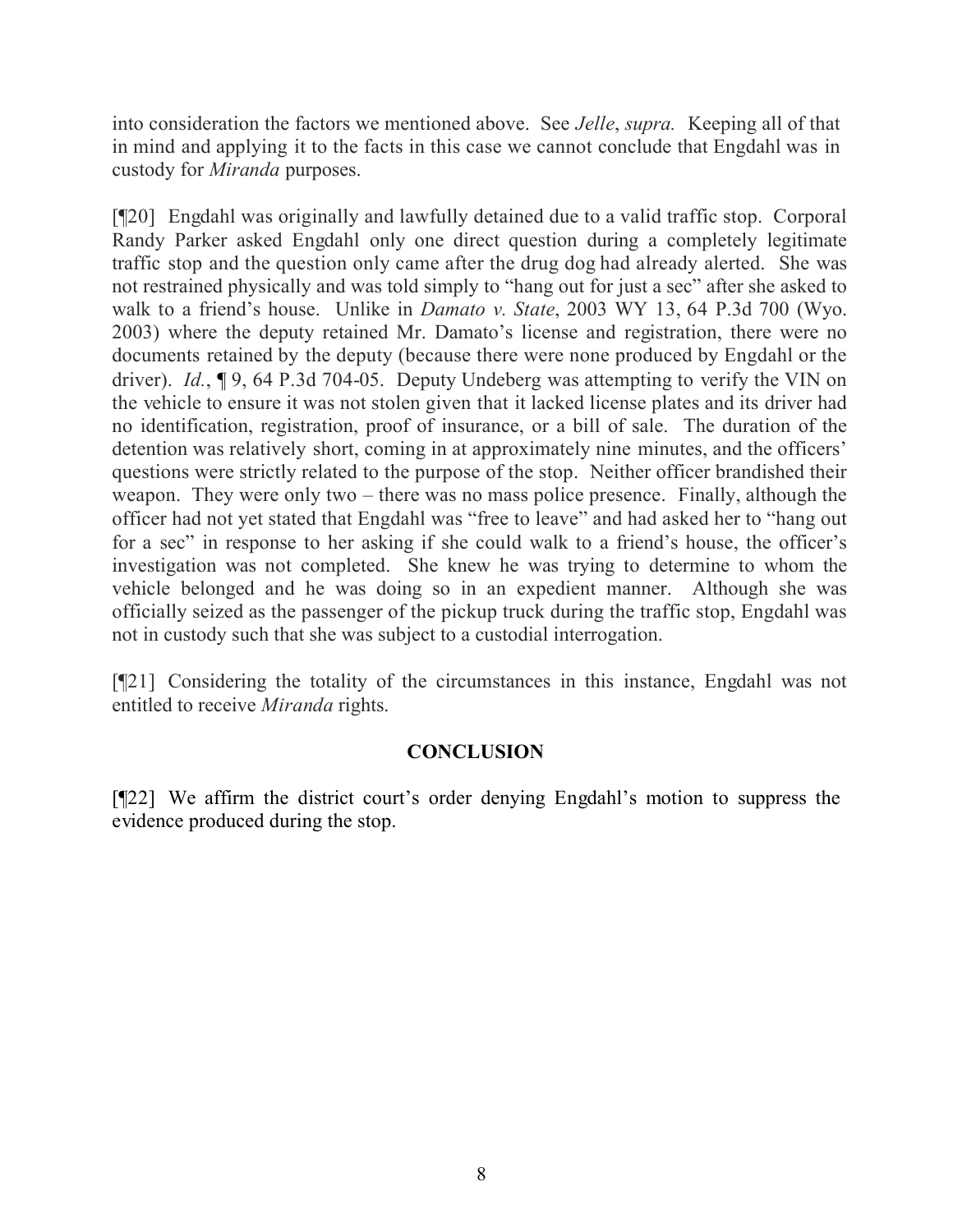into consideration the factors we mentioned above. See *Jelle*, *supra.* Keeping all of that in mind and applying it to the facts in this case we cannot conclude that Engdahl was in custody for *Miranda* purposes.

[¶20] Engdahl was originally and lawfully detained due to a valid traffic stop. Corporal Randy Parker asked Engdahl only one direct question during a completely legitimate traffic stop and the question only came after the drug dog had already alerted. She was not restrained physically and was told simply to "hang out for just a sec" after she asked to walk to a friend's house. Unlike in *Damato v. State*, 2003 WY 13, 64 P.3d 700 (Wyo. 2003) where the deputy retained Mr. Damato's license and registration, there were no documents retained by the deputy (because there were none produced by Engdahl or the driver). *Id.*, ¶ 9, 64 P.3d 704-05. Deputy Undeberg was attempting to verify the VIN on the vehicle to ensure it was not stolen given that it lacked license plates and its driver had no identification, registration, proof of insurance, or a bill of sale. The duration of the detention was relatively short, coming in at approximately nine minutes, and the officers' questions were strictly related to the purpose of the stop. Neither officer brandished their weapon. They were only two – there was no mass police presence. Finally, although the officer had not yet stated that Engdahl was "free to leave" and had asked her to "hang out for a sec" in response to her asking if she could walk to a friend's house, the officer's investigation was not completed. She knew he was trying to determine to whom the vehicle belonged and he was doing so in an expedient manner. Although she was officially seized as the passenger of the pickup truck during the traffic stop, Engdahl was not in custody such that she was subject to a custodial interrogation.

[¶21] Considering the totality of the circumstances in this instance, Engdahl was not entitled to receive *Miranda* rights.

## CONCLUSION

[¶22] We affirm the district court's order denying Engdahl's motion to suppress the evidence produced during the stop.